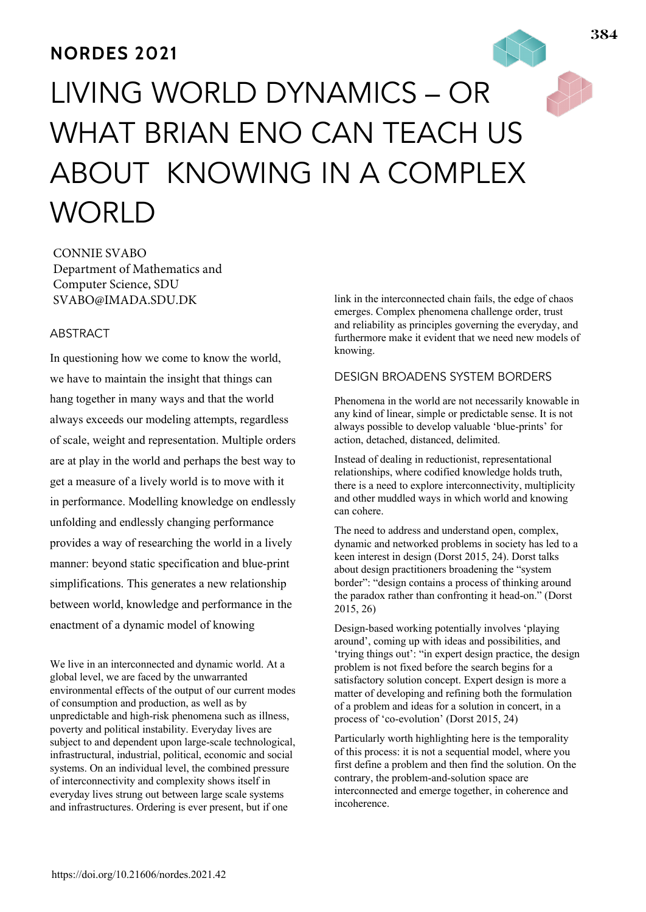**NORDES 2021**

# LIVING WORLD DYNAMICS – OR WHAT BRIAN ENO CAN TEACH US ABOUT KNOWING IN A COMPLEX WORLD

CONNIE SVABO
Department of Mathematics and Computer Science, SDU
SVABO@IMADA.SDU.DK

## ABSTRACT

In questioning how we come to know the world, we have to maintain the insight that things can hang together in many ways and that the world always exceeds our modeling attempts, regardless of scale, weight and representation. Multiple orders are at play in the world and perhaps the best way to get a measure of a lively world is to move with it in performance. Modelling knowledge on endlessly unfolding and endlessly changing performance provides a way of researching the world in a lively manner: beyond static specification and blue-print simplifications. This generates a new relationship between world, knowledge and performance in the enactment of a dynamic model of knowing

We live in an interconnected and dynamic world. At a global level, we are faced by the unwarranted environmental effects of the output of our current modes of consumption and production, as well as by unpredictable and high-risk phenomena such as illness, poverty and political instability. Everyday lives are subject to and dependent upon large-scale technological, infrastructural, industrial, political, economic and social systems. On an individual level, the combined pressure of interconnectivity and complexity shows itself in everyday lives strung out between large scale systems and infrastructures. Ordering is ever present, but if one link in the interconnected chain fails, the edge of chaos emerges. Complex phenomena challenge order, trust and reliability as principles governing the everyday, and furthermore make it evident that we need new models of knowing.

## DESIGN BROADENS SYSTEM BORDERS

Phenomena in the world are not necessarily knowable in any kind of linear, simple or predictable sense. It is not always possible to develop valuable 'blue-prints' for action, detached, distanced, delimited.

Instead of dealing in reductionist, representational relationships, where codified knowledge holds truth, there is a need to explore interconnectivity, multiplicity and other muddled ways in which world and knowing can cohere.

The need to address and understand open, complex, dynamic and networked problems in society has led to a keen interest in design (Dorst 2015, 24). Dorst talks about design practitioners broadening the "system border": "design contains a process of thinking around the paradox rather than confronting it head-on." (Dorst 2015, 26)

Design-based working potentially involves 'playing around', coming up with ideas and possibilities, and 'trying things out': "in expert design practice, the design problem is not fixed before the search begins for a satisfactory solution concept. Expert design is more a matter of developing and refining both the formulation of a problem and ideas for a solution in concert, in a process of 'co-evolution' (Dorst 2015, 24)

Particularly worth highlighting here is the temporality of this process: it is not a sequential model, where you first define a problem and then find the solution. On the contrary, the problem-and-solution space are interconnected and emerge together, in coherence and incoherence.

https://doi.org/10.21606/nordes.2021.42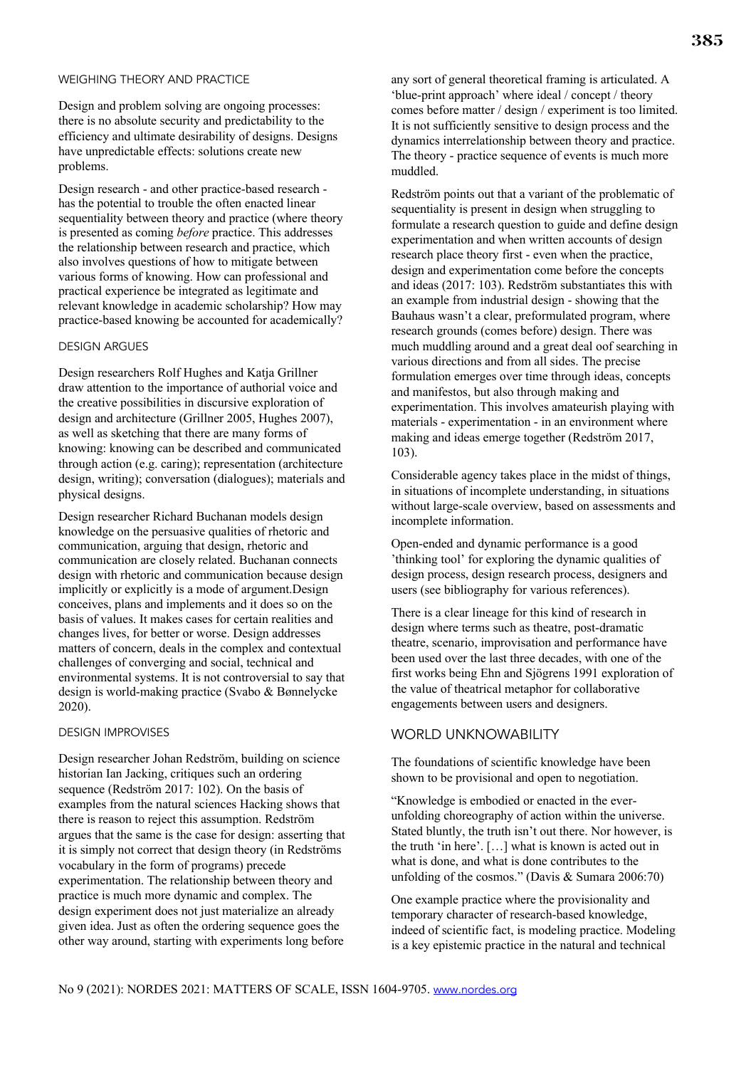WEIGHING THEORY AND PRACTICE

Design and problem solving are ongoing processes: there is no absolute security and predictability to the efficiency and ultimate desirability of designs. Designs have unpredictable effects: solutions create new problems.

Design research - and other practice-based research - has the potential to trouble the often enacted linear sequentiality between theory and practice (where theory is presented as coming *before* practice. This addresses the relationship between research and practice, which also involves questions of how to mitigate between various forms of knowing. How can professional and practical experience be integrated as legitimate and relevant knowledge in academic scholarship? How may practice-based knowing be accounted for academically?

DESIGN ARGUES

Design researchers Rolf Hughes and Katja Grillner draw attention to the importance of authorial voice and the creative possibilities in discursive exploration of design and architecture (Grillner 2005, Hughes 2007), as well as sketching that there are many forms of knowing: knowing can be described and communicated through action (e.g. caring); representation (architecture design, writing); conversation (dialogues); materials and physical designs.

Design researcher Richard Buchanan models design knowledge on the persuasive qualities of rhetoric and communication, arguing that design, rhetoric and communication are closely related. Buchanan connects design with rhetoric and communication because design implicitly or explicitly is a mode of argument.Design conceives, plans and implements and it does so on the basis of values. It makes cases for certain realities and changes lives, for better or worse. Design addresses matters of concern, deals in the complex and contextual challenges of converging and social, technical and environmental systems. It is not controversial to say that design is world-making practice (Svabo & Bønnelycke 2020).

DESIGN IMPROVISES

Design researcher Johan Redström, building on science historian Ian Jacking, critiques such an ordering sequence (Redström 2017: 102). On the basis of examples from the natural sciences Hacking shows that there is reason to reject this assumption. Redström argues that the same is the case for design: asserting that it is simply not correct that design theory (in Redströms vocabulary in the form of programs) precede experimentation. The relationship between theory and practice is much more dynamic and complex. The design experiment does not just materialize an already given idea. Just as often the ordering sequence goes the other way around, starting with experiments long before any sort of general theoretical framing is articulated. A 'blue-print approach' where ideal / concept / theory comes before matter / design / experiment is too limited. It is not sufficiently sensitive to design process and the dynamics interrelationship between theory and practice. The theory - practice sequence of events is much more muddled.

Redström points out that a variant of the problematic of sequentiality is present in design when struggling to formulate a research question to guide and define design experimentation and when written accounts of design research place theory first - even when the practice, design and experimentation come before the concepts and ideas (2017: 103). Redström substantiates this with an example from industrial design - showing that the Bauhaus wasn't a clear, preformulated program, where research grounds (comes before) design. There was much muddling around and a great deal oof searching in various directions and from all sides. The precise formulation emerges over time through ideas, concepts and manifestos, but also through making and experimentation. This involves amateurish playing with materials - experimentation - in an environment where making and ideas emerge together (Redström 2017, 103).

Considerable agency takes place in the midst of things, in situations of incomplete understanding, in situations without large-scale overview, based on assessments and incomplete information.

Open-ended and dynamic performance is a good 'thinking tool' for exploring the dynamic qualities of design process, design research process, designers and users (see bibliography for various references).

There is a clear lineage for this kind of research in design where terms such as theatre, post-dramatic theatre, scenario, improvisation and performance have been used over the last three decades, with one of the first works being Ehn and Sjögrens 1991 exploration of the value of theatrical metaphor for collaborative engagements between users and designers.

## WORLD UNKNOWABILITY

The foundations of scientific knowledge have been shown to be provisional and open to negotiation.

"Knowledge is embodied or enacted in the ever-unfolding choreography of action within the universe. Stated bluntly, the truth isn't out there. Nor however, is the truth 'in here'. […] what is known is acted out in what is done, and what is done contributes to the unfolding of the cosmos." (Davis & Sumara 2006:70)

One example practice where the provisionality and temporary character of research-based knowledge, indeed of scientific fact, is modeling practice. Modeling is a key epistemic practice in the natural and technical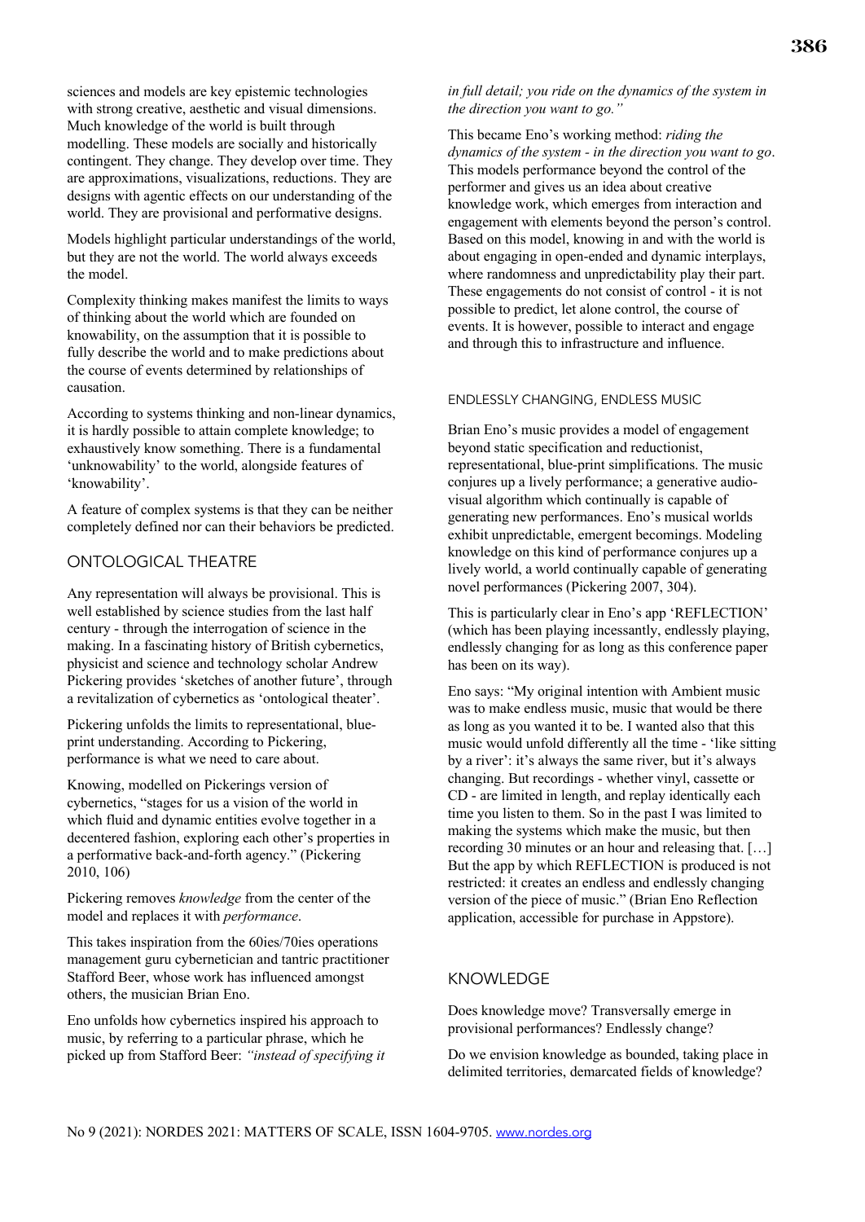sciences and models are key epistemic technologies with strong creative, aesthetic and visual dimensions. Much knowledge of the world is built through modelling. These models are socially and historically contingent. They change. They develop over time. They are approximations, visualizations, reductions. They are designs with agentic effects on our understanding of the world. They are provisional and performative designs.

Models highlight particular understandings of the world, but they are not the world. The world always exceeds the model.

Complexity thinking makes manifest the limits to ways of thinking about the world which are founded on knowability, on the assumption that it is possible to fully describe the world and to make predictions about the course of events determined by relationships of causation.

According to systems thinking and non-linear dynamics, it is hardly possible to attain complete knowledge; to exhaustively know something. There is a fundamental 'unknowability' to the world, alongside features of 'knowability'.

A feature of complex systems is that they can be neither completely defined nor can their behaviors be predicted.

## ONTOLOGICAL THEATRE

Any representation will always be provisional. This is well established by science studies from the last half century - through the interrogation of science in the making. In a fascinating history of British cybernetics, physicist and science and technology scholar Andrew Pickering provides 'sketches of another future', through a revitalization of cybernetics as 'ontological theater'.

Pickering unfolds the limits to representational, blue-print understanding. According to Pickering, performance is what we need to care about.

Knowing, modelled on Pickerings version of cybernetics, "stages for us a vision of the world in which fluid and dynamic entities evolve together in a decentered fashion, exploring each other's properties in a performative back-and-forth agency." (Pickering 2010, 106)

Pickering removes *knowledge* from the center of the model and replaces it with *performance*.

This takes inspiration from the 60ies/70ies operations management guru cybernetician and tantric practitioner Stafford Beer, whose work has influenced amongst others, the musician Brian Eno.

Eno unfolds how cybernetics inspired his approach to music, by referring to a particular phrase, which he picked up from Stafford Beer: *"instead of specifying it in full detail; you ride on the dynamics of the system in the direction you want to go."*

This became Eno's working method: *riding the dynamics of the system - in the direction you want to go*. This models performance beyond the control of the performer and gives us an idea about creative knowledge work, which emerges from interaction and engagement with elements beyond the person's control. Based on this model, knowing in and with the world is about engaging in open-ended and dynamic interplays, where randomness and unpredictability play their part. These engagements do not consist of control - it is not possible to predict, let alone control, the course of events. It is however, possible to interact and engage and through this to infrastructure and influence.

## ENDLESSLY CHANGING, ENDLESS MUSIC

Brian Eno's music provides a model of engagement beyond static specification and reductionist, representational, blue-print simplifications. The music conjures up a lively performance; a generative audio-visual algorithm which continually is capable of generating new performances. Eno's musical worlds exhibit unpredictable, emergent becomings. Modeling knowledge on this kind of performance conjures up a lively world, a world continually capable of generating novel performances (Pickering 2007, 304).

This is particularly clear in Eno's app 'REFLECTION' (which has been playing incessantly, endlessly playing, endlessly changing for as long as this conference paper has been on its way).

Eno says: "My original intention with Ambient music was to make endless music, music that would be there as long as you wanted it to be. I wanted also that this music would unfold differently all the time - 'like sitting by a river': it's always the same river, but it's always changing. But recordings - whether vinyl, cassette or CD - are limited in length, and replay identically each time you listen to them. So in the past I was limited to making the systems which make the music, but then recording 30 minutes or an hour and releasing that. […] But the app by which REFLECTION is produced is not restricted: it creates an endless and endlessly changing version of the piece of music." (Brian Eno Reflection application, accessible for purchase in Appstore).

## KNOWLEDGE

Does knowledge move? Transversally emerge in provisional performances? Endlessly change?

Do we envision knowledge as bounded, taking place in delimited territories, demarcated fields of knowledge?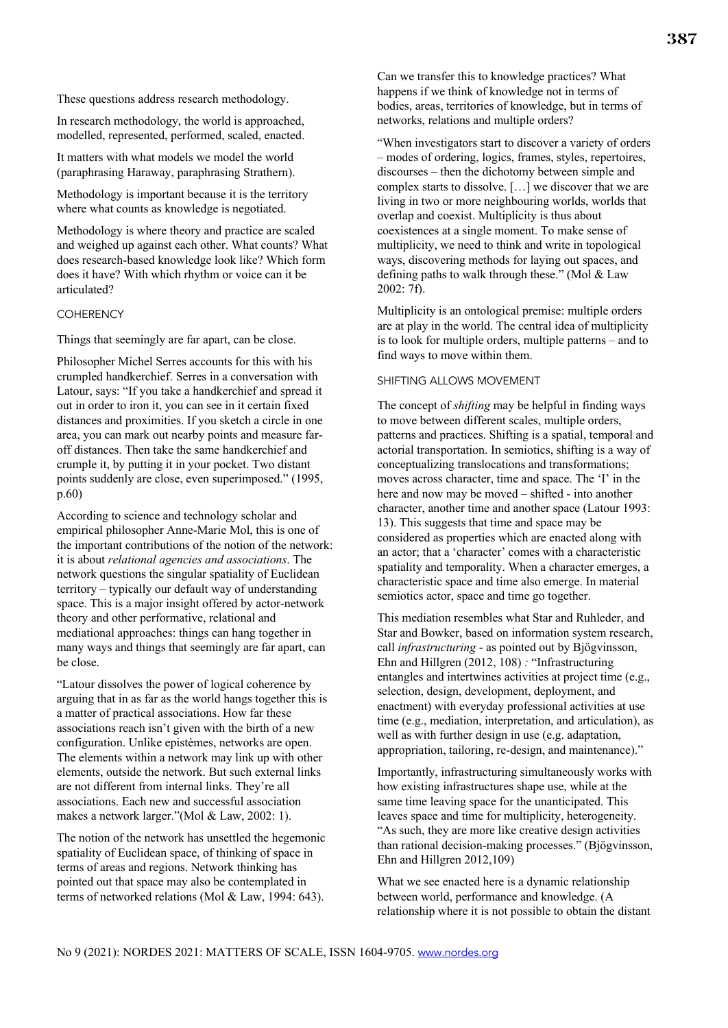These questions address research methodology.

In research methodology, the world is approached, modelled, represented, performed, scaled, enacted.

It matters with what models we model the world (paraphrasing Haraway, paraphrasing Strathern).

Methodology is important because it is the territory where what counts as knowledge is negotiated.

Methodology is where theory and practice are scaled and weighed up against each other. What counts? What does research-based knowledge look like? Which form does it have? With which rhythm or voice can it be articulated?

## COHERENCY

Things that seemingly are far apart, can be close.

Philosopher Michel Serres accounts for this with his crumpled handkerchief. Serres in a conversation with Latour, says: "If you take a handkerchief and spread it out in order to iron it, you can see in it certain fixed distances and proximities. If you sketch a circle in one area, you can mark out nearby points and measure far-off distances. Then take the same handkerchief and crumple it, by putting it in your pocket. Two distant points suddenly are close, even superimposed." (1995, p.60)

According to science and technology scholar and empirical philosopher Anne-Marie Mol, this is one of the important contributions of the notion of the network: it is about *relational agencies and associations*. The network questions the singular spatiality of Euclidean territory – typically our default way of understanding space. This is a major insight offered by actor-network theory and other performative, relational and mediational approaches: things can hang together in many ways and things that seemingly are far apart, can be close.

"Latour dissolves the power of logical coherence by arguing that in as far as the world hangs together this is a matter of practical associations. How far these associations reach isn't given with the birth of a new configuration. Unlike epistèmes, networks are open. The elements within a network may link up with other elements, outside the network. But such external links are not different from internal links. They're all associations. Each new and successful association makes a network larger."(Mol & Law, 2002: 1).

The notion of the network has unsettled the hegemonic spatiality of Euclidean space, of thinking of space in terms of areas and regions. Network thinking has pointed out that space may also be contemplated in terms of networked relations (Mol & Law, 1994: 643).

Can we transfer this to knowledge practices? What happens if we think of knowledge not in terms of bodies, areas, territories of knowledge, but in terms of networks, relations and multiple orders?

"When investigators start to discover a variety of orders – modes of ordering, logics, frames, styles, repertoires, discourses – then the dichotomy between simple and complex starts to dissolve. […] we discover that we are living in two or more neighbouring worlds, worlds that overlap and coexist. Multiplicity is thus about coexistences at a single moment. To make sense of multiplicity, we need to think and write in topological ways, discovering methods for laying out spaces, and defining paths to walk through these." (Mol & Law 2002: 7f).

Multiplicity is an ontological premise: multiple orders are at play in the world. The central idea of multiplicity is to look for multiple orders, multiple patterns – and to find ways to move within them.

## SHIFTING ALLOWS MOVEMENT

The concept of *shifting* may be helpful in finding ways to move between different scales, multiple orders, patterns and practices. Shifting is a spatial, temporal and actorial transportation. In semiotics, shifting is a way of conceptualizing translocations and transformations; moves across character, time and space. The 'I' in the here and now may be moved – shifted - into another character, another time and another space (Latour 1993: 13). This suggests that time and space may be considered as properties which are enacted along with an actor; that a 'character' comes with a characteristic spatiality and temporality. When a character emerges, a characteristic space and time also emerge. In material semiotics actor, space and time go together.

This mediation resembles what Star and Ruhleder, and Star and Bowker, based on information system research, call *infrastructuring* - as pointed out by Bjögvinsson, Ehn and Hillgren (2012, 108) *:* "Infrastructuring entangles and intertwines activities at project time (e.g., selection, design, development, deployment, and enactment) with everyday professional activities at use time (e.g., mediation, interpretation, and articulation), as well as with further design in use (e.g. adaptation, appropriation, tailoring, re-design, and maintenance)."

Importantly, infrastructuring simultaneously works with how existing infrastructures shape use, while at the same time leaving space for the unanticipated. This leaves space and time for multiplicity, heterogeneity. "As such, they are more like creative design activities than rational decision-making processes." (Bjögvinsson, Ehn and Hillgren 2012,109)

What we see enacted here is a dynamic relationship between world, performance and knowledge. (A relationship where it is not possible to obtain the distant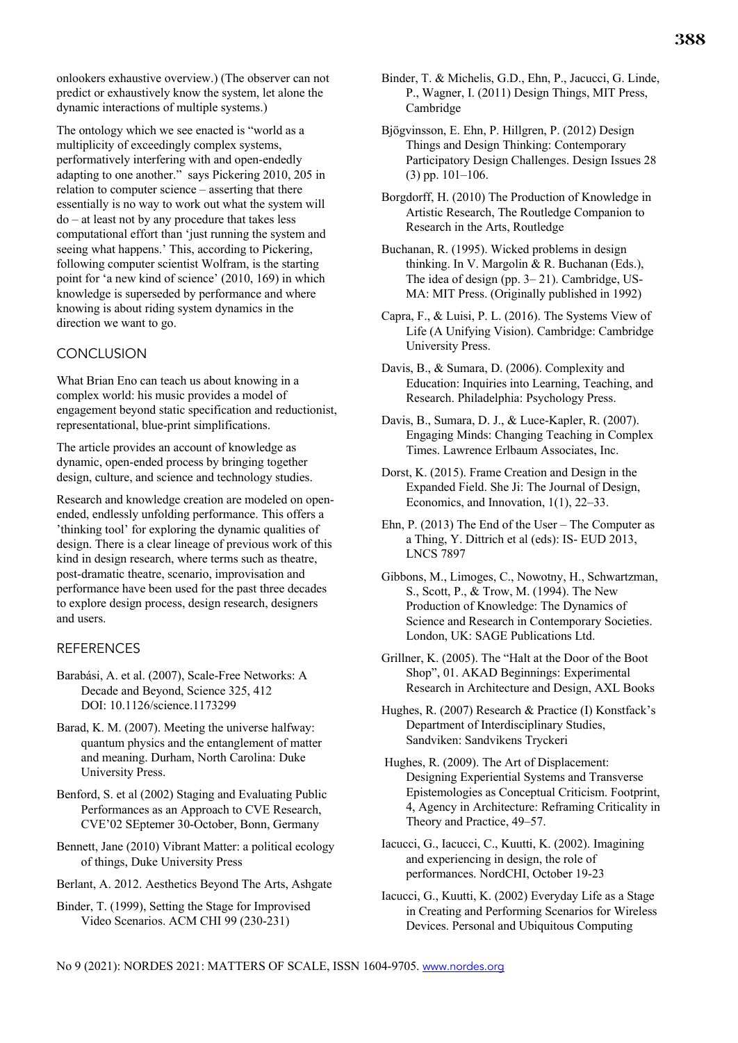onlookers exhaustive overview.) (The observer can not predict or exhaustively know the system, let alone the dynamic interactions of multiple systems.)

The ontology which we see enacted is "world as a multiplicity of exceedingly complex systems, performatively interfering with and open-endedly adapting to one another." says Pickering 2010, 205 in relation to computer science – asserting that there essentially is no way to work out what the system will do – at least not by any procedure that takes less computational effort than 'just running the system and seeing what happens.' This, according to Pickering, following computer scientist Wolfram, is the starting point for 'a new kind of science' (2010, 169) in which knowledge is superseded by performance and where knowing is about riding system dynamics in the direction we want to go.

## CONCLUSION

What Brian Eno can teach us about knowing in a complex world: his music provides a model of engagement beyond static specification and reductionist, representational, blue-print simplifications.

The article provides an account of knowledge as dynamic, open-ended process by bringing together design, culture, and science and technology studies.

Research and knowledge creation are modeled on open-ended, endlessly unfolding performance. This offers a 'thinking tool' for exploring the dynamic qualities of design. There is a clear lineage of previous work of this kind in design research, where terms such as theatre, post-dramatic theatre, scenario, improvisation and performance have been used for the past three decades to explore design process, design research, designers and users.

## REFERENCES

Barabási, A. et al. (2007), Scale-Free Networks: A Decade and Beyond, Science 325, 412 DOI: 10.1126/science.1173299

Barad, K. M. (2007). Meeting the universe halfway: quantum physics and the entanglement of matter and meaning. Durham, North Carolina: Duke University Press.

Benford, S. et al (2002) Staging and Evaluating Public Performances as an Approach to CVE Research, CVE'02 SEptemer 30-October, Bonn, Germany

Bennett, Jane (2010) Vibrant Matter: a political ecology of things, Duke University Press

Berlant, A. 2012. Aesthetics Beyond The Arts, Ashgate

Binder, T. (1999), Setting the Stage for Improvised Video Scenarios. ACM CHI 99 (230-231)

Binder, T. & Michelis, G.D., Ehn, P., Jacucci, G. Linde, P., Wagner, I. (2011) Design Things, MIT Press, Cambridge

Bjögvinsson, E. Ehn, P. Hillgren, P. (2012) Design Things and Design Thinking: Contemporary Participatory Design Challenges. Design Issues 28 (3) pp. 101–106.

Borgdorff, H. (2010) The Production of Knowledge in Artistic Research, The Routledge Companion to Research in the Arts, Routledge

Buchanan, R. (1995). Wicked problems in design thinking. In V. Margolin & R. Buchanan (Eds.), The idea of design (pp. 3– 21). Cambridge, US-MA: MIT Press. (Originally published in 1992)

Capra, F., & Luisi, P. L. (2016). The Systems View of Life (A Unifying Vision). Cambridge: Cambridge University Press.

Davis, B., & Sumara, D. (2006). Complexity and Education: Inquiries into Learning, Teaching, and Research. Philadelphia: Psychology Press.

Davis, B., Sumara, D. J., & Luce-Kapler, R. (2007). Engaging Minds: Changing Teaching in Complex Times. Lawrence Erlbaum Associates, Inc.

Dorst, K. (2015). Frame Creation and Design in the Expanded Field. She Ji: The Journal of Design, Economics, and Innovation, 1(1), 22–33.

Ehn, P. (2013) The End of the User – The Computer as a Thing, Y. Dittrich et al (eds): IS- EUD 2013, LNCS 7897

Gibbons, M., Limoges, C., Nowotny, H., Schwartzman, S., Scott, P., & Trow, M. (1994). The New Production of Knowledge: The Dynamics of Science and Research in Contemporary Societies. London, UK: SAGE Publications Ltd.

Grillner, K. (2005). The "Halt at the Door of the Boot Shop", 01. AKAD Beginnings: Experimental Research in Architecture and Design, AXL Books

Hughes, R. (2007) Research & Practice (I) Konstfack's Department of Interdisciplinary Studies, Sandviken: Sandvikens Tryckeri

Hughes, R. (2009). The Art of Displacement: Designing Experiential Systems and Transverse Epistemologies as Conceptual Criticism. Footprint, 4, Agency in Architecture: Reframing Criticality in Theory and Practice, 49–57.

Iacucci, G., Iacucci, C., Kuutti, K. (2002). Imagining and experiencing in design, the role of performances. NordCHI, October 19-23

Iacucci, G., Kuutti, K. (2002) Everyday Life as a Stage in Creating and Performing Scenarios for Wireless Devices. Personal and Ubiquitous Computing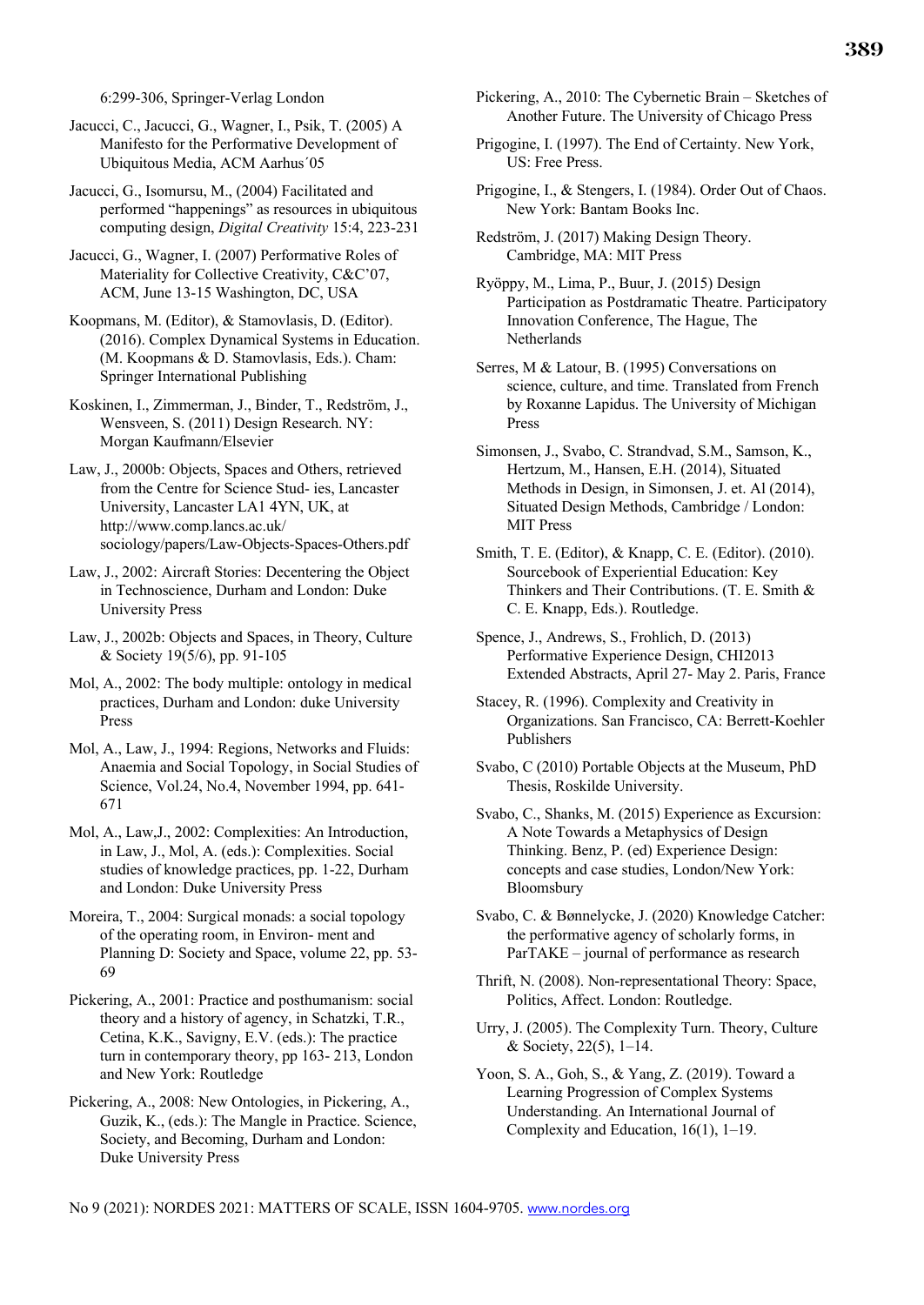6:299-306, Springer-Verlag London

Jacucci, C., Jacucci, G., Wagner, I., Psik, T. (2005) A Manifesto for the Performative Development of Ubiquitous Media, ACM Aarhus´05

Jacucci, G., Isomursu, M., (2004) Facilitated and performed "happenings" as resources in ubiquitous computing design, *Digital Creativity* 15:4, 223-231

Jacucci, G., Wagner, I. (2007) Performative Roles of Materiality for Collective Creativity, C&C'07, ACM, June 13-15 Washington, DC, USA

Koopmans, M. (Editor), & Stamovlasis, D. (Editor). (2016). Complex Dynamical Systems in Education. (M. Koopmans & D. Stamovlasis, Eds.). Cham: Springer International Publishing

Koskinen, I., Zimmerman, J., Binder, T., Redström, J., Wensveen, S. (2011) Design Research. NY: Morgan Kaufmann/Elsevier

Law, J., 2000b: Objects, Spaces and Others, retrieved from the Centre for Science Stud- ies, Lancaster University, Lancaster LA1 4YN, UK, at http://www.comp.lancs.ac.uk/sociology/papers/Law-Objects-Spaces-Others.pdf

Law, J., 2002: Aircraft Stories: Decentering the Object in Technoscience, Durham and London: Duke University Press

Law, J., 2002b: Objects and Spaces, in Theory, Culture & Society 19(5/6), pp. 91-105

Mol, A., 2002: The body multiple: ontology in medical practices, Durham and London: duke University Press

Mol, A., Law, J., 1994: Regions, Networks and Fluids: Anaemia and Social Topology, in Social Studies of Science, Vol.24, No.4, November 1994, pp. 641-671

Mol, A., Law,J., 2002: Complexities: An Introduction, in Law, J., Mol, A. (eds.): Complexities. Social studies of knowledge practices, pp. 1-22, Durham and London: Duke University Press

Moreira, T., 2004: Surgical monads: a social topology of the operating room, in Environ- ment and Planning D: Society and Space, volume 22, pp. 53-69

Pickering, A., 2001: Practice and posthumanism: social theory and a history of agency, in Schatzki, T.R., Cetina, K.K., Savigny, E.V. (eds.): The practice turn in contemporary theory, pp 163- 213, London and New York: Routledge

Pickering, A., 2008: New Ontologies, in Pickering, A., Guzik, K., (eds.): The Mangle in Practice. Science, Society, and Becoming, Durham and London: Duke University Press

Pickering, A., 2010: The Cybernetic Brain – Sketches of Another Future. The University of Chicago Press

Prigogine, I. (1997). The End of Certainty. New York, US: Free Press.

Prigogine, I., & Stengers, I. (1984). Order Out of Chaos. New York: Bantam Books Inc.

Redström, J. (2017) Making Design Theory. Cambridge, MA: MIT Press

Ryöppy, M., Lima, P., Buur, J. (2015) Design Participation as Postdramatic Theatre. Participatory Innovation Conference, The Hague, The Netherlands

Serres, M & Latour, B. (1995) Conversations on science, culture, and time. Translated from French by Roxanne Lapidus. The University of Michigan Press

Simonsen, J., Svabo, C. Strandvad, S.M., Samson, K., Hertzum, M., Hansen, E.H. (2014), Situated Methods in Design, in Simonsen, J. et. Al (2014), Situated Design Methods, Cambridge / London: MIT Press

Smith, T. E. (Editor), & Knapp, C. E. (Editor). (2010). Sourcebook of Experiential Education: Key Thinkers and Their Contributions. (T. E. Smith & C. E. Knapp, Eds.). Routledge.

Spence, J., Andrews, S., Frohlich, D. (2013) Performative Experience Design, CHI2013 Extended Abstracts, April 27- May 2. Paris, France

Stacey, R. (1996). Complexity and Creativity in Organizations. San Francisco, CA: Berrett-Koehler Publishers

Svabo, C (2010) Portable Objects at the Museum, PhD Thesis, Roskilde University.

Svabo, C., Shanks, M. (2015) Experience as Excursion: A Note Towards a Metaphysics of Design Thinking. Benz, P. (ed) Experience Design: concepts and case studies, London/New York: Bloomsbury

Svabo, C. & Bønnelycke, J. (2020) Knowledge Catcher: the performative agency of scholarly forms, in ParTAKE – journal of performance as research

Thrift, N. (2008). Non-representational Theory: Space, Politics, Affect. London: Routledge.

Urry, J. (2005). The Complexity Turn. Theory, Culture & Society, 22(5), 1–14.

Yoon, S. A., Goh, S., & Yang, Z. (2019). Toward a Learning Progression of Complex Systems Understanding. An International Journal of Complexity and Education, 16(1), 1–19.